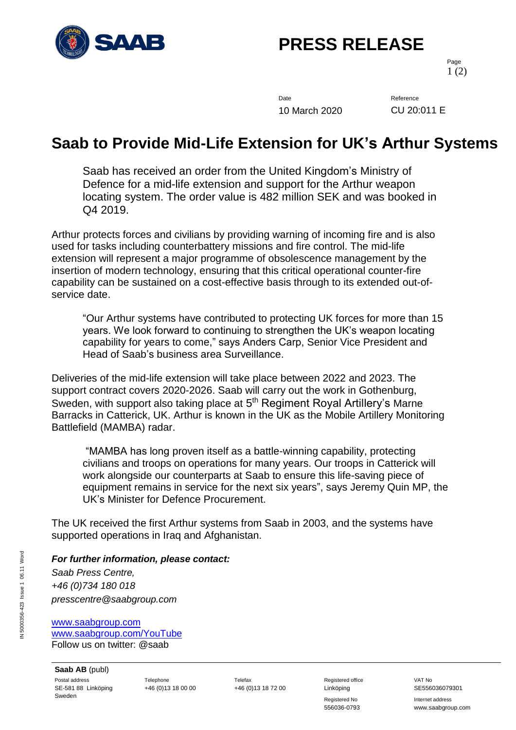# PRESS RELEASE

Date: 10 March 2020

Reference: CU 20:011 E

## Saab to Provide Mid-Life Extension for UK's Arthur Systems

Saab has received an order from the United Kingdom's Ministry of Defence for a mid-life extension and support for the Arthur weapon locating system. The order value is 482 million SEK and was booked in Q4 2019.

Arthur protects forces and civilians by providing warning of incoming fire and is also used for tasks including counterbattery missions and fire control. The mid-life extension will represent a major programme of obsolescence management by the insertion of modern technology, ensuring that this critical operational counter-fire capability can be sustained on a cost-effective basis through to its extended out-of-service date.

"Our Arthur systems have contributed to protecting UK forces for more than 15 years. We look forward to continuing to strengthen the UK's weapon locating capability for years to come," says Anders Carp, Senior Vice President and Head of Saab's business area Surveillance.

Deliveries of the mid-life extension will take place between 2022 and 2023. The support contract covers 2020-2026. Saab will carry out the work in Gothenburg, Sweden, with support also taking place at 5th Regiment Royal Artillery's Marne Barracks in Catterick, UK. Arthur is known in the UK as the Mobile Artillery Monitoring Battlefield (MAMBA) radar.

"MAMBA has long proven itself as a battle-winning capability, protecting civilians and troops on operations for many years. Our troops in Catterick will work alongside our counterparts at Saab to ensure this life-saving piece of equipment remains in service for the next six years", says Jeremy Quin MP, the UK's Minister for Defence Procurement.

The UK received the first Arthur systems from Saab in 2003, and the systems have supported operations in Iraq and Afghanistan.

***For further information, please contact:***

*Saab Press Centre,*
*+46 (0)734 180 018*
*presscentre@saabgroup.com*

www.saabgroup.com
www.saabgroup.com/YouTube
Follow us on twitter: @saab

**Saab AB** (publ)

| Postal address | Telephone | Telefax | Registered office | VAT No |
| --- | --- | --- | --- | --- |
| SE-581 88 Linköping Sweden | +46 (0)13 18 00 00 | +46 (0)13 18 72 00 | Linköping | SE556036079301 |
| | | | Registered No 556036-0793 | Internet address www.saabgroup.com |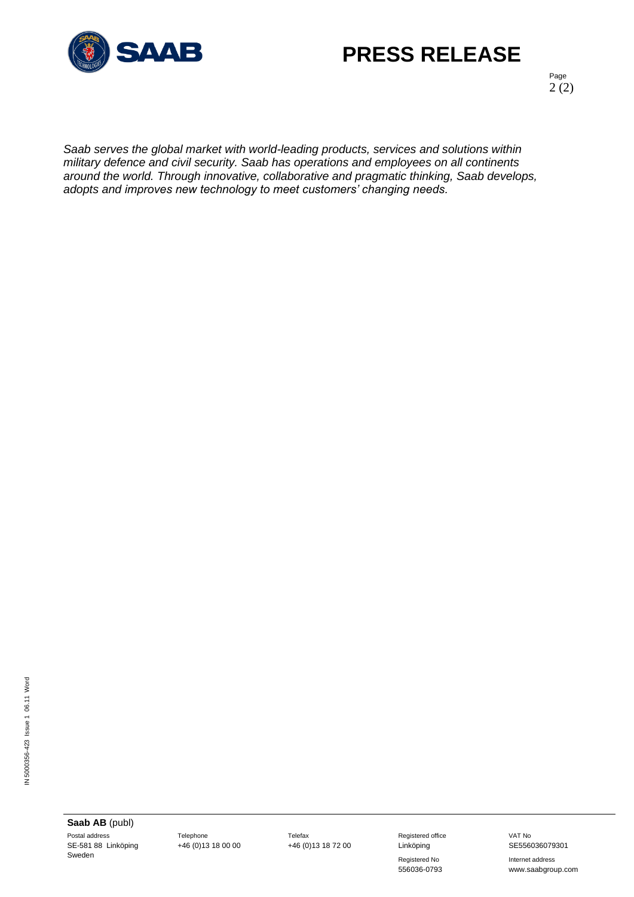*Saab serves the global market with world-leading products, services and solutions within military defence and civil security. Saab has operations and employees on all continents around the world. Through innovative, collaborative and pragmatic thinking, Saab develops, adopts and improves new technology to meet customers' changing needs.*